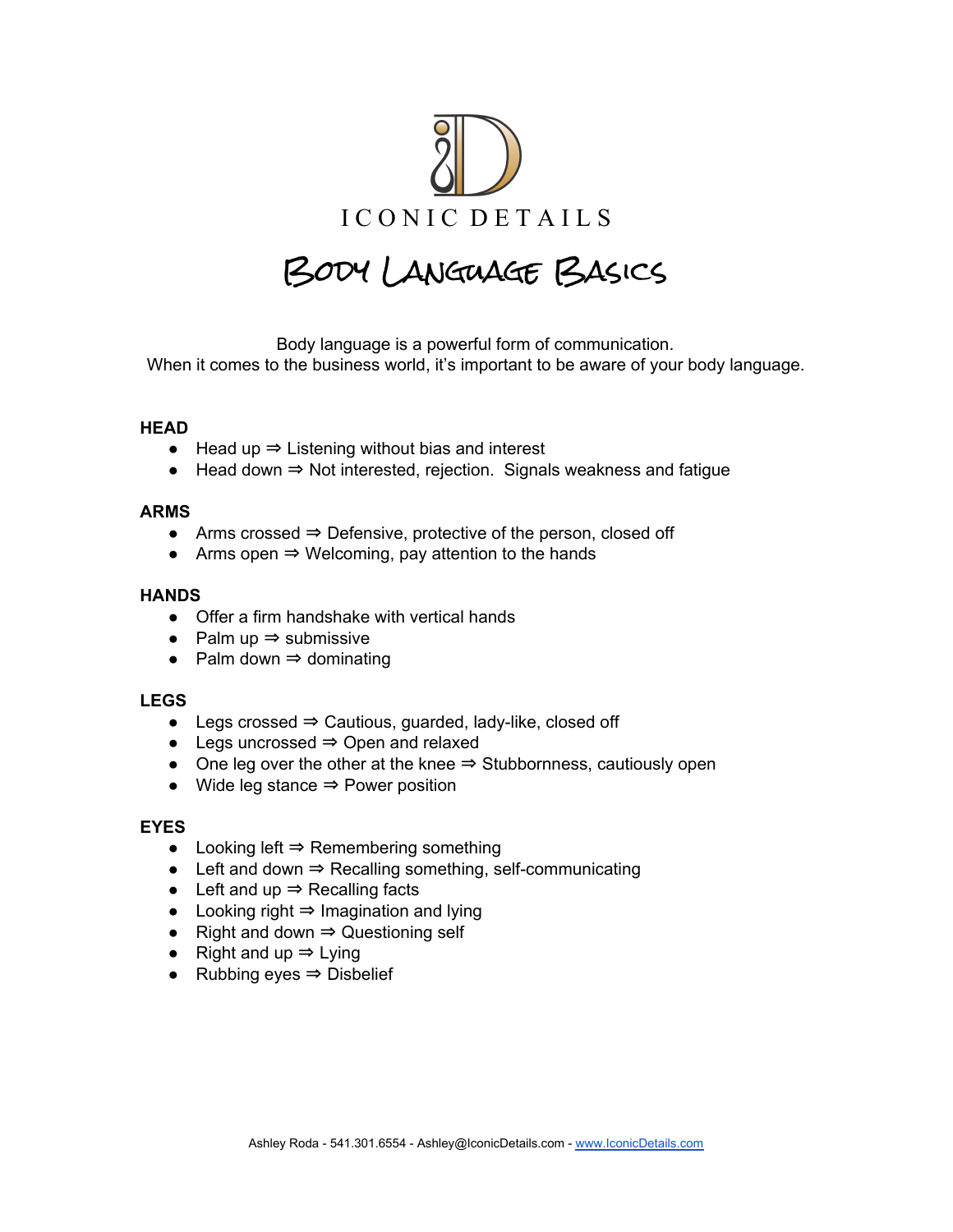ICONIC DETAILS

# Body Language Basics

Body language is a powerful form of communication.
When it comes to the business world, it's important to be aware of your body language.

**HEAD**

- Head up ⇒ Listening without bias and interest
- Head down ⇒ Not interested, rejection. Signals weakness and fatigue

**ARMS**

- Arms crossed ⇒ Defensive, protective of the person, closed off
- Arms open ⇒ Welcoming, pay attention to the hands

**HANDS**

- Offer a firm handshake with vertical hands
- Palm up ⇒ submissive
- Palm down ⇒ dominating

**LEGS**

- Legs crossed ⇒ Cautious, guarded, lady-like, closed off
- Legs uncrossed ⇒ Open and relaxed
- One leg over the other at the knee ⇒ Stubbornness, cautiously open
- Wide leg stance ⇒ Power position

**EYES**

- Looking left ⇒ Remembering something
- Left and down ⇒ Recalling something, self-communicating
- Left and up ⇒ Recalling facts
- Looking right ⇒ Imagination and lying
- Right and down ⇒ Questioning self
- Right and up ⇒ Lying
- Rubbing eyes ⇒ Disbelief

Ashley Roda - 541.301.6554 - Ashley@IconicDetails.com - [www.IconicDetails.com](http://www.IconicDetails.com)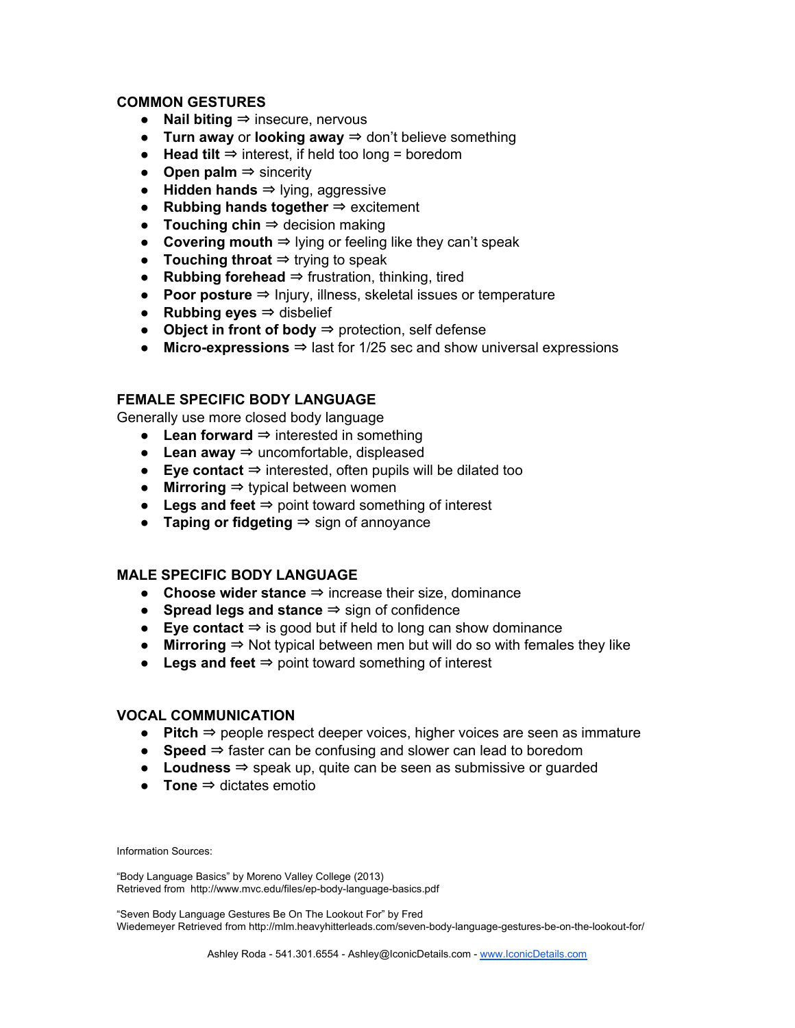## COMMON GESTURES

- **Nail biting** ⇒ insecure, nervous
- **Turn away** or **looking away** ⇒ don't believe something
- **Head tilt** ⇒ interest, if held too long = boredom
- **Open palm** ⇒ sincerity
- **Hidden hands** ⇒ lying, aggressive
- **Rubbing hands together** ⇒ excitement
- **Touching chin** ⇒ decision making
- **Covering mouth** ⇒ lying or feeling like they can't speak
- **Touching throat** ⇒ trying to speak
- **Rubbing forehead** ⇒ frustration, thinking, tired
- **Poor posture** ⇒ Injury, illness, skeletal issues or temperature
- **Rubbing eyes** ⇒ disbelief
- **Object in front of body** ⇒ protection, self defense
- **Micro-expressions** ⇒ last for 1/25 sec and show universal expressions

## FEMALE SPECIFIC BODY LANGUAGE

Generally use more closed body language

- **Lean forward** ⇒ interested in something
- **Lean away** ⇒ uncomfortable, displeased
- **Eye contact** ⇒ interested, often pupils will be dilated too
- **Mirroring** ⇒ typical between women
- **Legs and feet** ⇒ point toward something of interest
- **Taping or fidgeting** ⇒ sign of annoyance

## MALE SPECIFIC BODY LANGUAGE

- **Choose wider stance** ⇒ increase their size, dominance
- **Spread legs and stance** ⇒ sign of confidence
- **Eye contact** ⇒ is good but if held to long can show dominance
- **Mirroring** ⇒ Not typical between men but will do so with females they like
- **Legs and feet** ⇒ point toward something of interest

## VOCAL COMMUNICATION

- **Pitch** ⇒ people respect deeper voices, higher voices are seen as immature
- **Speed** ⇒ faster can be confusing and slower can lead to boredom
- **Loudness** ⇒ speak up, quite can be seen as submissive or guarded
- **Tone** ⇒ dictates emotio

Information Sources:

"Body Language Basics" by Moreno Valley College (2013)
Retrieved from http://www.mvc.edu/files/ep-body-language-basics.pdf

"Seven Body Language Gestures Be On The Lookout For" by Fred Wiedemeyer Retrieved from http://mlm.heavyhitterleads.com/seven-body-language-gestures-be-on-the-lookout-for/

Ashley Roda - 541.301.6554 - Ashley@IconicDetails.com - [www.IconicDetails.com](http://www.IconicDetails.com)